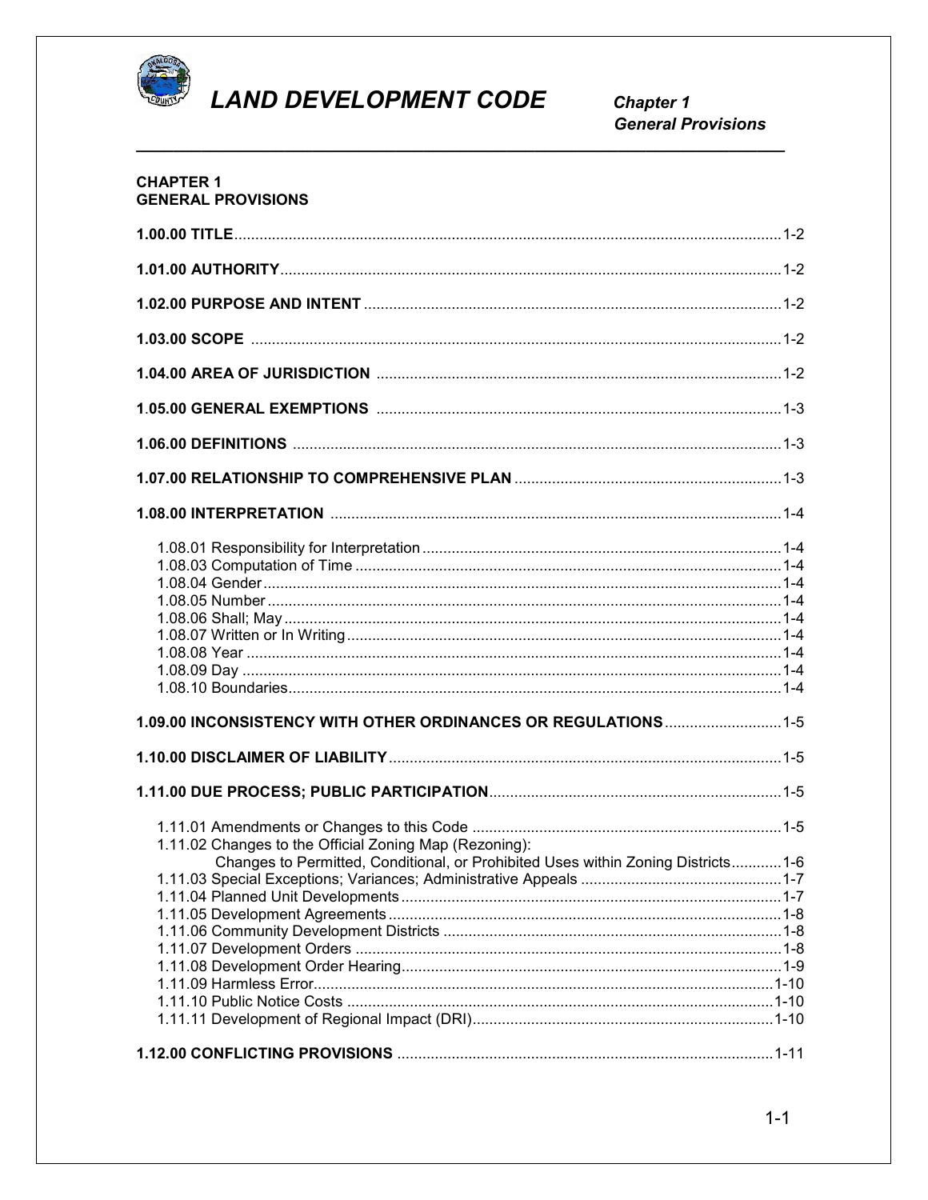# CHAPTER 1
# GENERAL PROVISIONS

**1.00.00 TITLE** ........................................................ 1-2

**1.01.00 AUTHORITY** ........................................................ 1-2

**1.02.00 PURPOSE AND INTENT** ........................................................ 1-2

**1.03.00 SCOPE** ........................................................ 1-2

**1.04.00 AREA OF JURISDICTION** ........................................................ 1-2

**1.05.00 GENERAL EXEMPTIONS** ........................................................ 1-3

**1.06.00 DEFINITIONS** ........................................................ 1-3

**1.07.00 RELATIONSHIP TO COMPREHENSIVE PLAN** ........................................................ 1-3

**1.08.00 INTERPRETATION** ........................................................ 1-4

- 1.08.01 Responsibility for Interpretation ........................................................ 1-4
- 1.08.03 Computation of Time ........................................................ 1-4
- 1.08.04 Gender ........................................................ 1-4
- 1.08.05 Number ........................................................ 1-4
- 1.08.06 Shall; May ........................................................ 1-4
- 1.08.07 Written or In Writing ........................................................ 1-4
- 1.08.08 Year ........................................................ 1-4
- 1.08.09 Day ........................................................ 1-4
- 1.08.10 Boundaries ........................................................ 1-4

**1.09.00 INCONSISTENCY WITH OTHER ORDINANCES OR REGULATIONS** ........................................................ 1-5

**1.10.00 DISCLAIMER OF LIABILITY** ........................................................ 1-5

**1.11.00 DUE PROCESS; PUBLIC PARTICIPATION** ........................................................ 1-5

- 1.11.01 Amendments or Changes to this Code ........................................................ 1-5
- 1.11.02 Changes to the Official Zoning Map (Rezoning): Changes to Permitted, Conditional, or Prohibited Uses within Zoning Districts ........................................................ 1-6
- 1.11.03 Special Exceptions; Variances; Administrative Appeals ........................................................ 1-7
- 1.11.04 Planned Unit Developments ........................................................ 1-7
- 1.11.05 Development Agreements ........................................................ 1-8
- 1.11.06 Community Development Districts ........................................................ 1-8
- 1.11.07 Development Orders ........................................................ 1-8
- 1.11.08 Development Order Hearing ........................................................ 1-9
- 1.11.09 Harmless Error ........................................................ 1-10
- 1.11.10 Public Notice Costs ........................................................ 1-10
- 1.11.11 Development of Regional Impact (DRI) ........................................................ 1-10

**1.12.00 CONFLICTING PROVISIONS** ........................................................ 1-11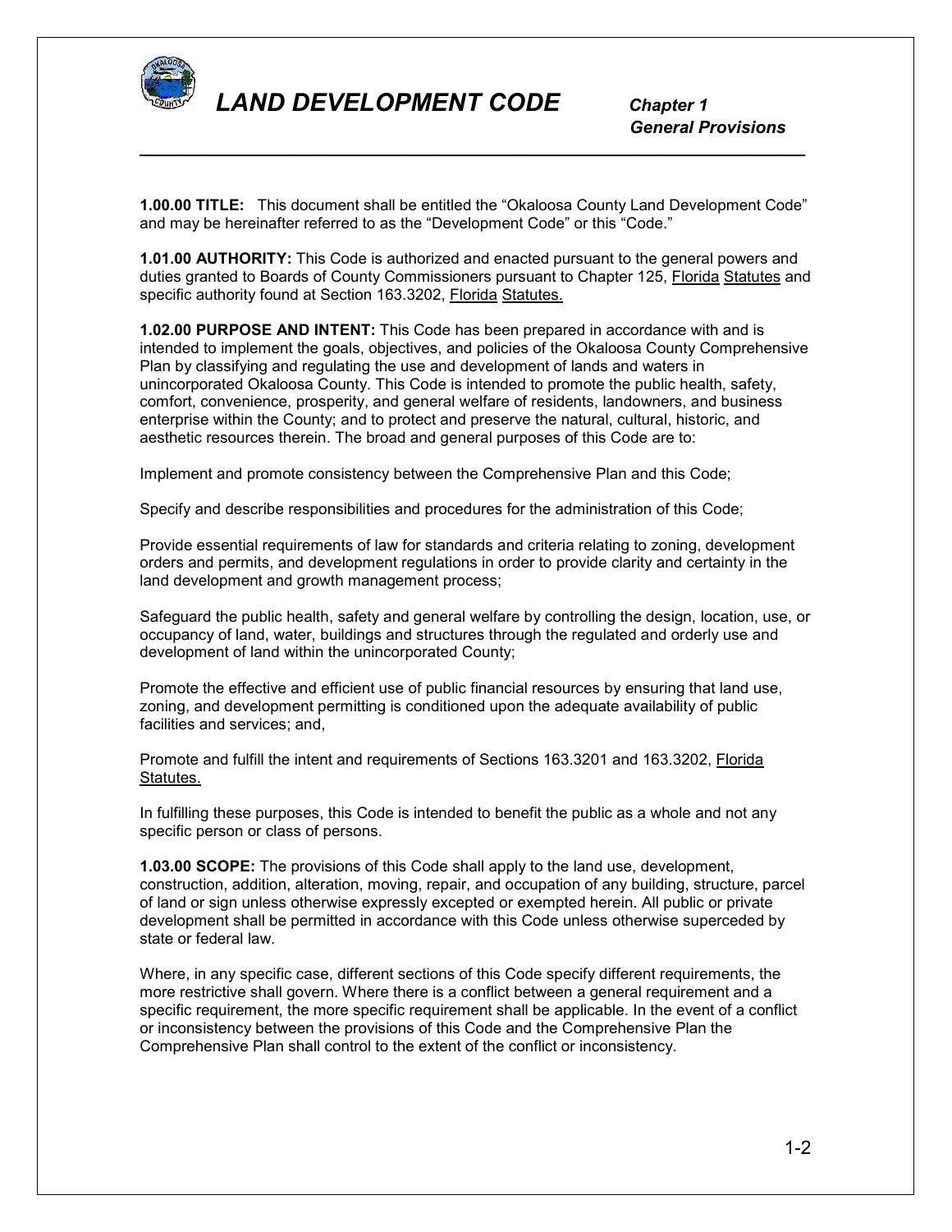**1.00.00 TITLE:** This document shall be entitled the "Okaloosa County Land Development Code" and may be hereinafter referred to as the "Development Code" or this "Code."

**1.01.00 AUTHORITY:** This Code is authorized and enacted pursuant to the general powers and duties granted to Boards of County Commissioners pursuant to Chapter 125, Florida Statutes and specific authority found at Section 163.3202, Florida Statutes.

**1.02.00 PURPOSE AND INTENT:** This Code has been prepared in accordance with and is intended to implement the goals, objectives, and policies of the Okaloosa County Comprehensive Plan by classifying and regulating the use and development of lands and waters in unincorporated Okaloosa County. This Code is intended to promote the public health, safety, comfort, convenience, prosperity, and general welfare of residents, landowners, and business enterprise within the County; and to protect and preserve the natural, cultural, historic, and aesthetic resources therein. The broad and general purposes of this Code are to:

Implement and promote consistency between the Comprehensive Plan and this Code;

Specify and describe responsibilities and procedures for the administration of this Code;

Provide essential requirements of law for standards and criteria relating to zoning, development orders and permits, and development regulations in order to provide clarity and certainty in the land development and growth management process;

Safeguard the public health, safety and general welfare by controlling the design, location, use, or occupancy of land, water, buildings and structures through the regulated and orderly use and development of land within the unincorporated County;

Promote the effective and efficient use of public financial resources by ensuring that land use, zoning, and development permitting is conditioned upon the adequate availability of public facilities and services; and,

Promote and fulfill the intent and requirements of Sections 163.3201 and 163.3202, Florida Statutes.

In fulfilling these purposes, this Code is intended to benefit the public as a whole and not any specific person or class of persons.

**1.03.00 SCOPE:** The provisions of this Code shall apply to the land use, development, construction, addition, alteration, moving, repair, and occupation of any building, structure, parcel of land or sign unless otherwise expressly excepted or exempted herein. All public or private development shall be permitted in accordance with this Code unless otherwise superceded by state or federal law.

Where, in any specific case, different sections of this Code specify different requirements, the more restrictive shall govern. Where there is a conflict between a general requirement and a specific requirement, the more specific requirement shall be applicable. In the event of a conflict or inconsistency between the provisions of this Code and the Comprehensive Plan the Comprehensive Plan shall control to the extent of the conflict or inconsistency.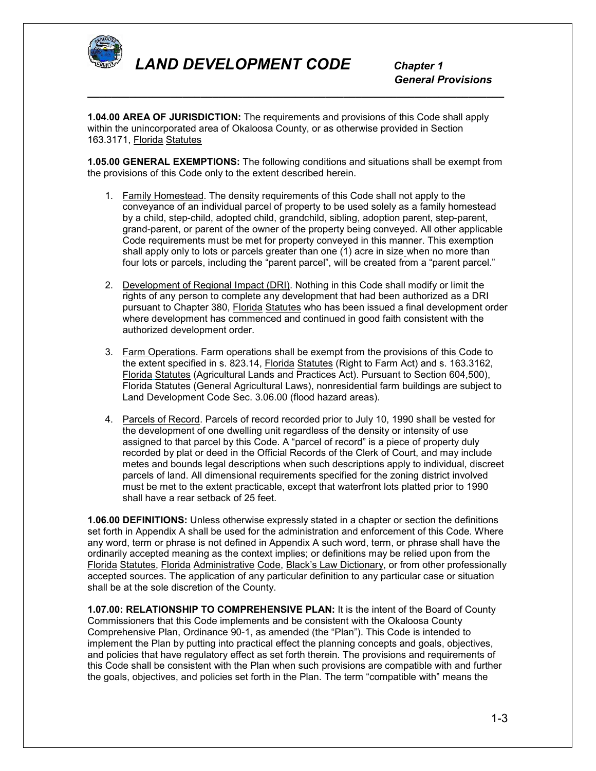**1.04.00 AREA OF JURISDICTION:** The requirements and provisions of this Code shall apply within the unincorporated area of Okaloosa County, or as otherwise provided in Section 163.3171, Florida Statutes

**1.05.00 GENERAL EXEMPTIONS:** The following conditions and situations shall be exempt from the provisions of this Code only to the extent described herein.

1. Family Homestead. The density requirements of this Code shall not apply to the conveyance of an individual parcel of property to be used solely as a family homestead by a child, step-child, adopted child, grandchild, sibling, adoption parent, step-parent, grand-parent, or parent of the owner of the property being conveyed. All other applicable Code requirements must be met for property conveyed in this manner. This exemption shall apply only to lots or parcels greater than one (1) acre in size when no more than four lots or parcels, including the "parent parcel", will be created from a "parent parcel."

2. Development of Regional Impact (DRI). Nothing in this Code shall modify or limit the rights of any person to complete any development that had been authorized as a DRI pursuant to Chapter 380, Florida Statutes who has been issued a final development order where development has commenced and continued in good faith consistent with the authorized development order.

3. Farm Operations. Farm operations shall be exempt from the provisions of this Code to the extent specified in s. 823.14, Florida Statutes (Right to Farm Act) and s. 163.3162, Florida Statutes (Agricultural Lands and Practices Act). Pursuant to Section 604,500), Florida Statutes (General Agricultural Laws), nonresidential farm buildings are subject to Land Development Code Sec. 3.06.00 (flood hazard areas).

4. Parcels of Record. Parcels of record recorded prior to July 10, 1990 shall be vested for the development of one dwelling unit regardless of the density or intensity of use assigned to that parcel by this Code. A "parcel of record" is a piece of property duly recorded by plat or deed in the Official Records of the Clerk of Court, and may include metes and bounds legal descriptions when such descriptions apply to individual, discreet parcels of land. All dimensional requirements specified for the zoning district involved must be met to the extent practicable, except that waterfront lots platted prior to 1990 shall have a rear setback of 25 feet.

**1.06.00 DEFINITIONS:** Unless otherwise expressly stated in a chapter or section the definitions set forth in Appendix A shall be used for the administration and enforcement of this Code. Where any word, term or phrase is not defined in Appendix A such word, term, or phrase shall have the ordinarily accepted meaning as the context implies; or definitions may be relied upon from the Florida Statutes, Florida Administrative Code, Black's Law Dictionary, or from other professionally accepted sources. The application of any particular definition to any particular case or situation shall be at the sole discretion of the County.

**1.07.00: RELATIONSHIP TO COMPREHENSIVE PLAN:** It is the intent of the Board of County Commissioners that this Code implements and be consistent with the Okaloosa County Comprehensive Plan, Ordinance 90-1, as amended (the "Plan"). This Code is intended to implement the Plan by putting into practical effect the planning concepts and goals, objectives, and policies that have regulatory effect as set forth therein. The provisions and requirements of this Code shall be consistent with the Plan when such provisions are compatible with and further the goals, objectives, and policies set forth in the Plan. The term "compatible with" means the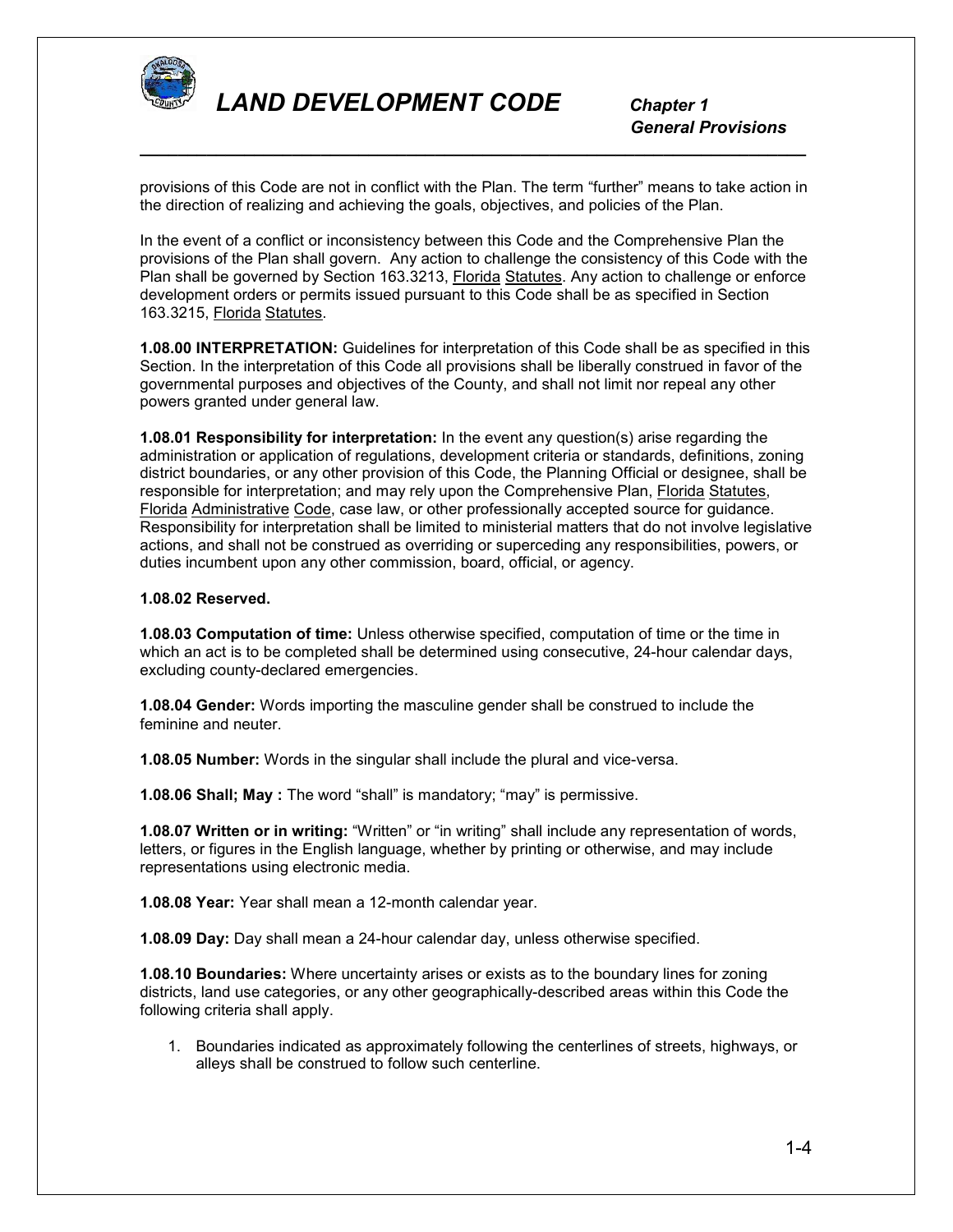provisions of this Code are not in conflict with the Plan. The term "further" means to take action in the direction of realizing and achieving the goals, objectives, and policies of the Plan.

In the event of a conflict or inconsistency between this Code and the Comprehensive Plan the provisions of the Plan shall govern. Any action to challenge the consistency of this Code with the Plan shall be governed by Section 163.3213, Florida Statutes. Any action to challenge or enforce development orders or permits issued pursuant to this Code shall be as specified in Section 163.3215, Florida Statutes.

**1.08.00 INTERPRETATION:** Guidelines for interpretation of this Code shall be as specified in this Section. In the interpretation of this Code all provisions shall be liberally construed in favor of the governmental purposes and objectives of the County, and shall not limit nor repeal any other powers granted under general law.

**1.08.01 Responsibility for interpretation:** In the event any question(s) arise regarding the administration or application of regulations, development criteria or standards, definitions, zoning district boundaries, or any other provision of this Code, the Planning Official or designee, shall be responsible for interpretation; and may rely upon the Comprehensive Plan, Florida Statutes, Florida Administrative Code, case law, or other professionally accepted source for guidance. Responsibility for interpretation shall be limited to ministerial matters that do not involve legislative actions, and shall not be construed as overriding or superceding any responsibilities, powers, or duties incumbent upon any other commission, board, official, or agency.

**1.08.02 Reserved.**

**1.08.03 Computation of time:** Unless otherwise specified, computation of time or the time in which an act is to be completed shall be determined using consecutive, 24-hour calendar days, excluding county-declared emergencies.

**1.08.04 Gender:** Words importing the masculine gender shall be construed to include the feminine and neuter.

**1.08.05 Number:** Words in the singular shall include the plural and vice-versa.

**1.08.06 Shall; May :** The word "shall" is mandatory; "may" is permissive.

**1.08.07 Written or in writing:** "Written" or "in writing" shall include any representation of words, letters, or figures in the English language, whether by printing or otherwise, and may include representations using electronic media.

**1.08.08 Year:** Year shall mean a 12-month calendar year.

**1.08.09 Day:** Day shall mean a 24-hour calendar day, unless otherwise specified.

**1.08.10 Boundaries:** Where uncertainty arises or exists as to the boundary lines for zoning districts, land use categories, or any other geographically-described areas within this Code the following criteria shall apply.

1. Boundaries indicated as approximately following the centerlines of streets, highways, or alleys shall be construed to follow such centerline.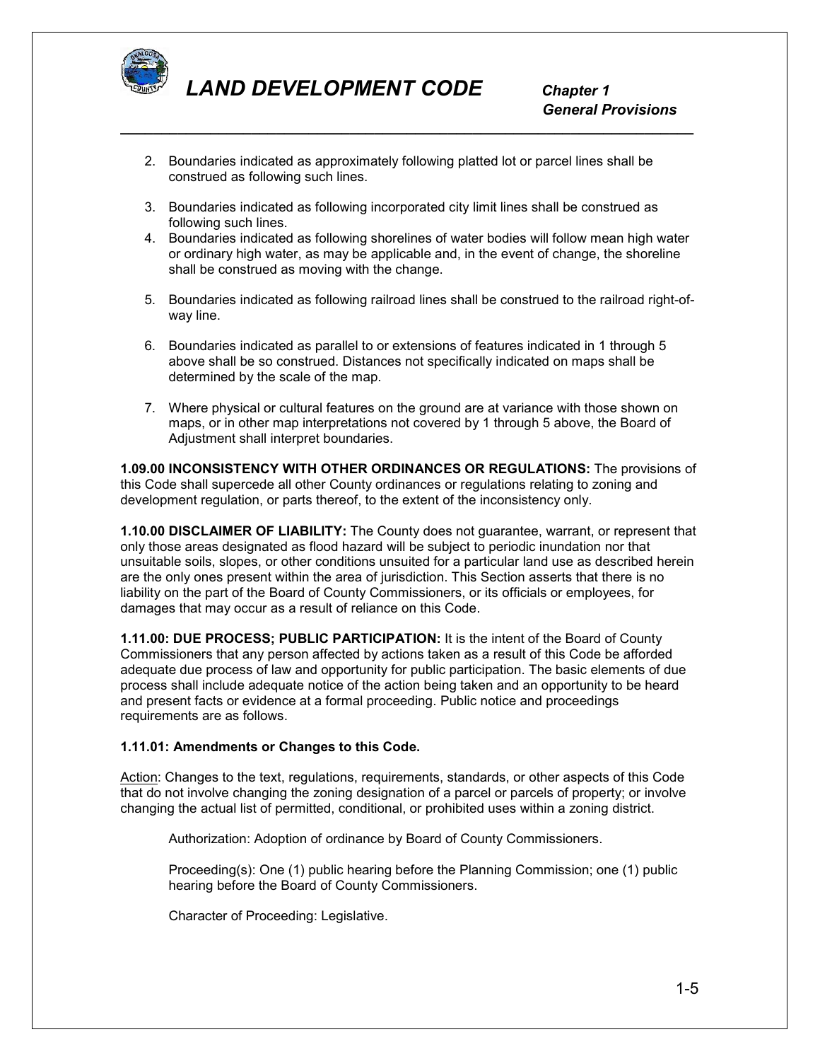2. Boundaries indicated as approximately following platted lot or parcel lines shall be construed as following such lines.

3. Boundaries indicated as following incorporated city limit lines shall be construed as following such lines.
4. Boundaries indicated as following shorelines of water bodies will follow mean high water or ordinary high water, as may be applicable and, in the event of change, the shoreline shall be construed as moving with the change.

5. Boundaries indicated as following railroad lines shall be construed to the railroad right-of-way line.

6. Boundaries indicated as parallel to or extensions of features indicated in 1 through 5 above shall be so construed. Distances not specifically indicated on maps shall be determined by the scale of the map.

7. Where physical or cultural features on the ground are at variance with those shown on maps, or in other map interpretations not covered by 1 through 5 above, the Board of Adjustment shall interpret boundaries.

**1.09.00 INCONSISTENCY WITH OTHER ORDINANCES OR REGULATIONS:** The provisions of this Code shall supercede all other County ordinances or regulations relating to zoning and development regulation, or parts thereof, to the extent of the inconsistency only.

**1.10.00 DISCLAIMER OF LIABILITY:** The County does not guarantee, warrant, or represent that only those areas designated as flood hazard will be subject to periodic inundation nor that unsuitable soils, slopes, or other conditions unsuited for a particular land use as described herein are the only ones present within the area of jurisdiction. This Section asserts that there is no liability on the part of the Board of County Commissioners, or its officials or employees, for damages that may occur as a result of reliance on this Code.

**1.11.00: DUE PROCESS; PUBLIC PARTICIPATION:** It is the intent of the Board of County Commissioners that any person affected by actions taken as a result of this Code be afforded adequate due process of law and opportunity for public participation. The basic elements of due process shall include adequate notice of the action being taken and an opportunity to be heard and present facts or evidence at a formal proceeding. Public notice and proceedings requirements are as follows.

**1.11.01: Amendments or Changes to this Code.**

<u>Action</u>: Changes to the text, regulations, requirements, standards, or other aspects of this Code that do not involve changing the zoning designation of a parcel or parcels of property; or involve changing the actual list of permitted, conditional, or prohibited uses within a zoning district.

Authorization: Adoption of ordinance by Board of County Commissioners.

Proceeding(s): One (1) public hearing before the Planning Commission; one (1) public hearing before the Board of County Commissioners.

Character of Proceeding: Legislative.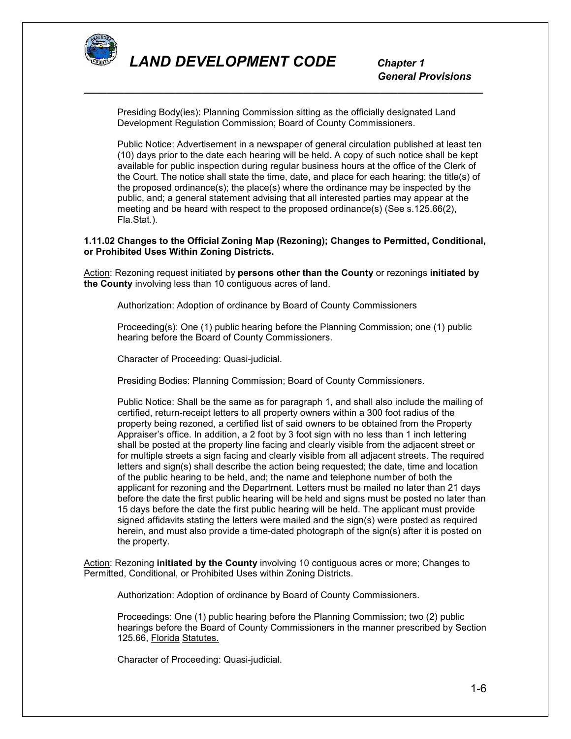Presiding Body(ies): Planning Commission sitting as the officially designated Land Development Regulation Commission; Board of County Commissioners.

Public Notice: Advertisement in a newspaper of general circulation published at least ten (10) days prior to the date each hearing will be held. A copy of such notice shall be kept available for public inspection during regular business hours at the office of the Clerk of the Court. The notice shall state the time, date, and place for each hearing; the title(s) of the proposed ordinance(s); the place(s) where the ordinance may be inspected by the public, and; a general statement advising that all interested parties may appear at the meeting and be heard with respect to the proposed ordinance(s) (See s.125.66(2), Fla.Stat.).

**1.11.02 Changes to the Official Zoning Map (Rezoning); Changes to Permitted, Conditional, or Prohibited Uses Within Zoning Districts.**

Action: Rezoning request initiated by **persons other than the County** or rezonings **initiated by the County** involving less than 10 contiguous acres of land.

Authorization: Adoption of ordinance by Board of County Commissioners

Proceeding(s): One (1) public hearing before the Planning Commission; one (1) public hearing before the Board of County Commissioners.

Character of Proceeding: Quasi-judicial.

Presiding Bodies: Planning Commission; Board of County Commissioners.

Public Notice: Shall be the same as for paragraph 1, and shall also include the mailing of certified, return-receipt letters to all property owners within a 300 foot radius of the property being rezoned, a certified list of said owners to be obtained from the Property Appraiser's office. In addition, a 2 foot by 3 foot sign with no less than 1 inch lettering shall be posted at the property line facing and clearly visible from the adjacent street or for multiple streets a sign facing and clearly visible from all adjacent streets. The required letters and sign(s) shall describe the action being requested; the date, time and location of the public hearing to be held, and; the name and telephone number of both the applicant for rezoning and the Department. Letters must be mailed no later than 21 days before the date the first public hearing will be held and signs must be posted no later than 15 days before the date the first public hearing will be held. The applicant must provide signed affidavits stating the letters were mailed and the sign(s) were posted as required herein, and must also provide a time-dated photograph of the sign(s) after it is posted on the property.

Action: Rezoning **initiated by the County** involving 10 contiguous acres or more; Changes to Permitted, Conditional, or Prohibited Uses within Zoning Districts.

Authorization: Adoption of ordinance by Board of County Commissioners.

Proceedings: One (1) public hearing before the Planning Commission; two (2) public hearings before the Board of County Commissioners in the manner prescribed by Section 125.66, Florida Statutes.

Character of Proceeding: Quasi-judicial.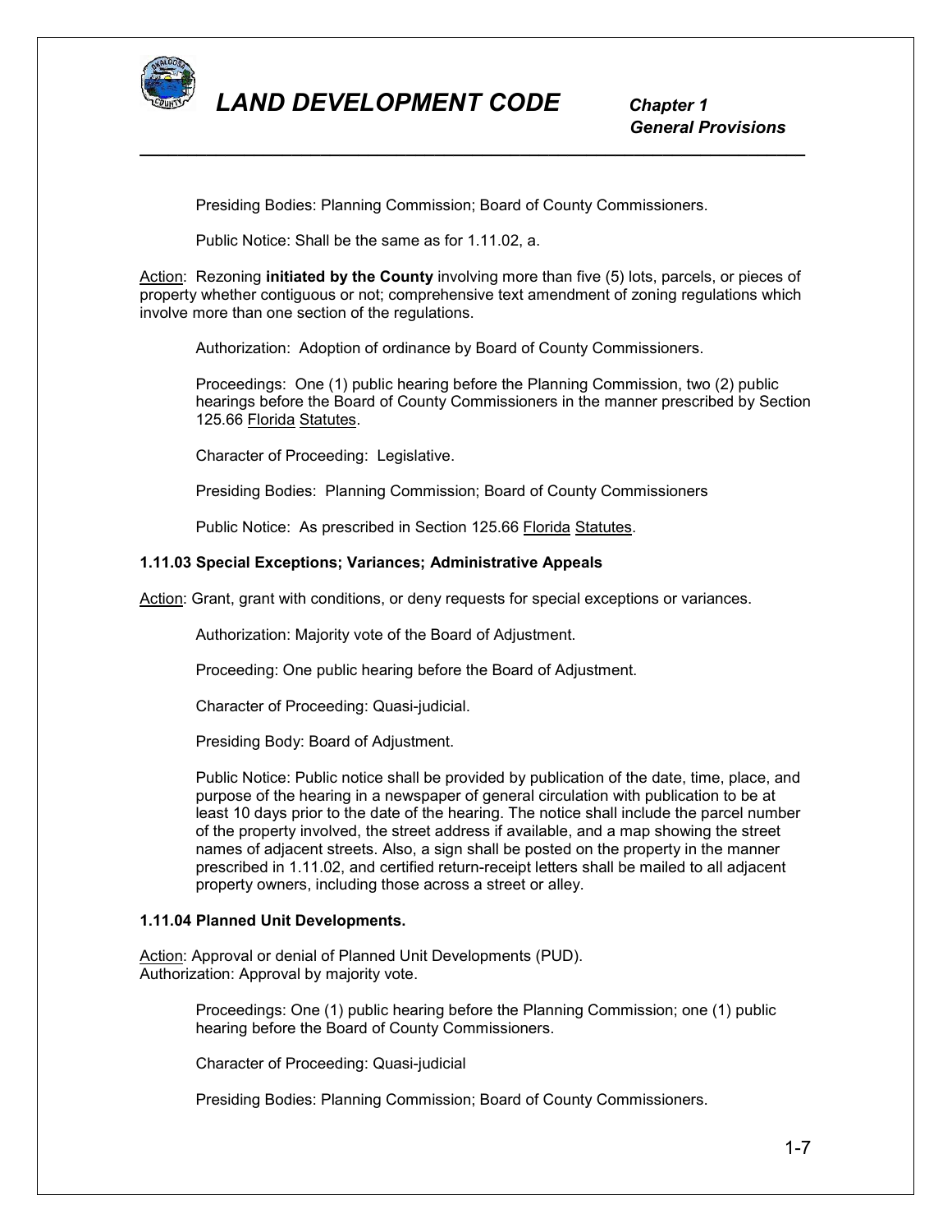Presiding Bodies: Planning Commission; Board of County Commissioners.

Public Notice: Shall be the same as for 1.11.02, a.

Action: Rezoning **initiated by the County** involving more than five (5) lots, parcels, or pieces of property whether contiguous or not; comprehensive text amendment of zoning regulations which involve more than one section of the regulations.

Authorization: Adoption of ordinance by Board of County Commissioners.

Proceedings: One (1) public hearing before the Planning Commission, two (2) public hearings before the Board of County Commissioners in the manner prescribed by Section 125.66 Florida Statutes.

Character of Proceeding: Legislative.

Presiding Bodies: Planning Commission; Board of County Commissioners

Public Notice: As prescribed in Section 125.66 Florida Statutes.

**1.11.03 Special Exceptions; Variances; Administrative Appeals**

Action: Grant, grant with conditions, or deny requests for special exceptions or variances.

Authorization: Majority vote of the Board of Adjustment.

Proceeding: One public hearing before the Board of Adjustment.

Character of Proceeding: Quasi-judicial.

Presiding Body: Board of Adjustment.

Public Notice: Public notice shall be provided by publication of the date, time, place, and purpose of the hearing in a newspaper of general circulation with publication to be at least 10 days prior to the date of the hearing. The notice shall include the parcel number of the property involved, the street address if available, and a map showing the street names of adjacent streets. Also, a sign shall be posted on the property in the manner prescribed in 1.11.02, and certified return-receipt letters shall be mailed to all adjacent property owners, including those across a street or alley.

**1.11.04 Planned Unit Developments.**

Action: Approval or denial of Planned Unit Developments (PUD).
Authorization: Approval by majority vote.

Proceedings: One (1) public hearing before the Planning Commission; one (1) public hearing before the Board of County Commissioners.

Character of Proceeding: Quasi-judicial

Presiding Bodies: Planning Commission; Board of County Commissioners.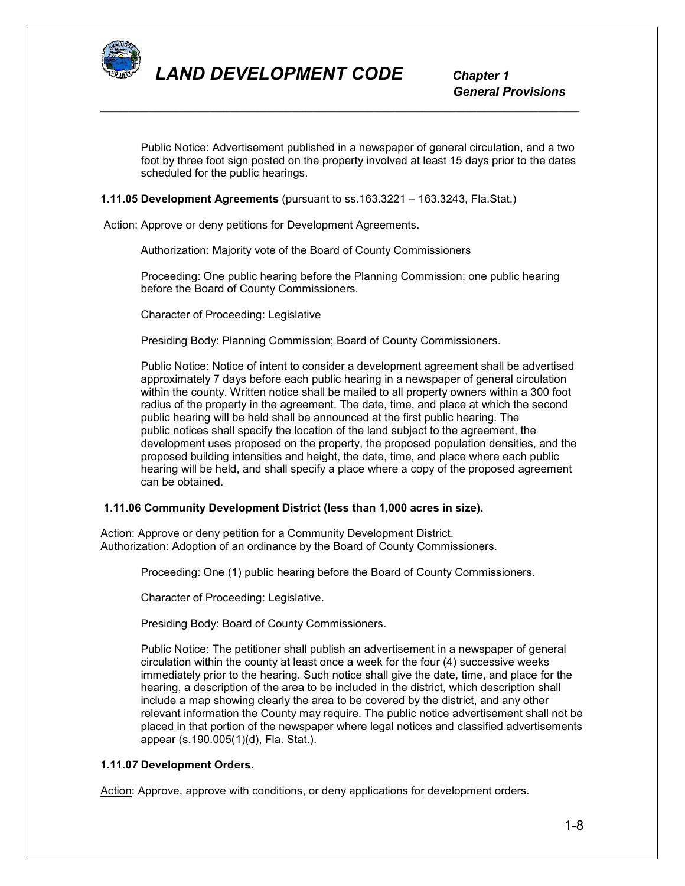Public Notice: Advertisement published in a newspaper of general circulation, and a two foot by three foot sign posted on the property involved at least 15 days prior to the dates scheduled for the public hearings.

**1.11.05 Development Agreements** (pursuant to ss.163.3221 – 163.3243, Fla.Stat.)

Action: Approve or deny petitions for Development Agreements.

Authorization: Majority vote of the Board of County Commissioners

Proceeding: One public hearing before the Planning Commission; one public hearing before the Board of County Commissioners.

Character of Proceeding: Legislative

Presiding Body: Planning Commission; Board of County Commissioners.

Public Notice: Notice of intent to consider a development agreement shall be advertised approximately 7 days before each public hearing in a newspaper of general circulation within the county. Written notice shall be mailed to all property owners within a 300 foot radius of the property in the agreement. The date, time, and place at which the second public hearing will be held shall be announced at the first public hearing. The public notices shall specify the location of the land subject to the agreement, the development uses proposed on the property, the proposed population densities, and the proposed building intensities and height, the date, time, and place where each public hearing will be held, and shall specify a place where a copy of the proposed agreement can be obtained.

**1.11.06 Community Development District (less than 1,000 acres in size).**

Action: Approve or deny petition for a Community Development District.
Authorization: Adoption of an ordinance by the Board of County Commissioners.

Proceeding: One (1) public hearing before the Board of County Commissioners.

Character of Proceeding: Legislative.

Presiding Body: Board of County Commissioners.

Public Notice: The petitioner shall publish an advertisement in a newspaper of general circulation within the county at least once a week for the four (4) successive weeks immediately prior to the hearing. Such notice shall give the date, time, and place for the hearing, a description of the area to be included in the district, which description shall include a map showing clearly the area to be covered by the district, and any other relevant information the County may require. The public notice advertisement shall not be placed in that portion of the newspaper where legal notices and classified advertisements appear (s.190.005(1)(d), Fla. Stat.).

**1.11.07 Development Orders.**

Action: Approve, approve with conditions, or deny applications for development orders.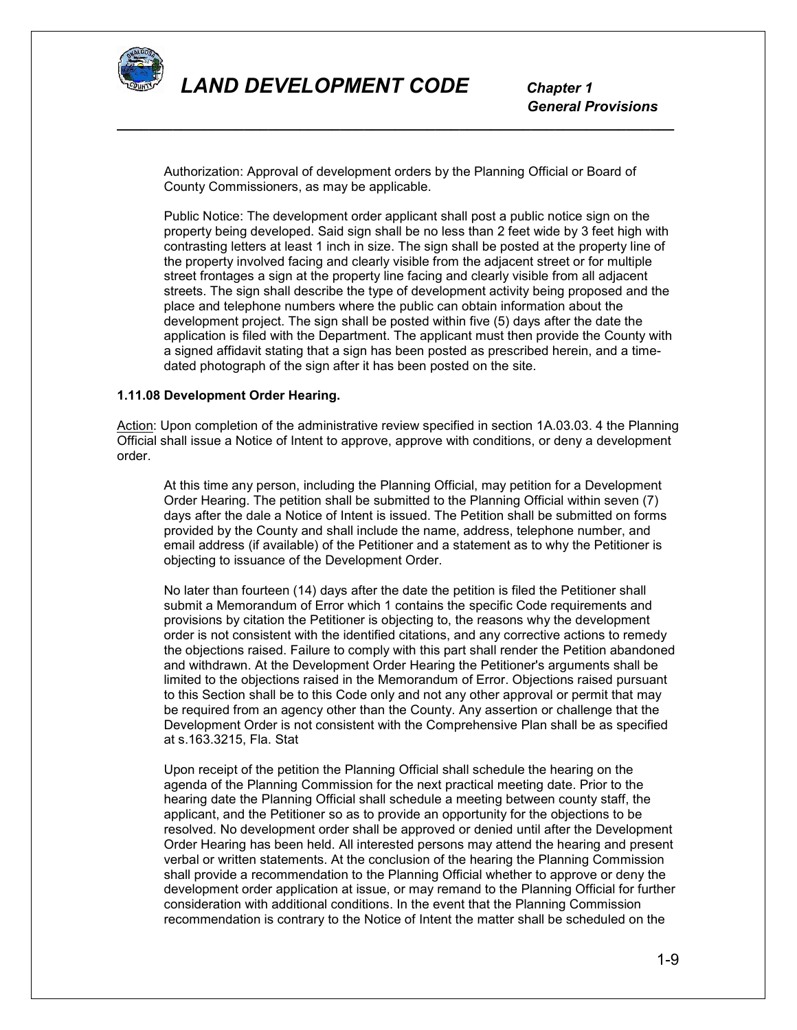Authorization: Approval of development orders by the Planning Official or Board of County Commissioners, as may be applicable.

Public Notice: The development order applicant shall post a public notice sign on the property being developed. Said sign shall be no less than 2 feet wide by 3 feet high with contrasting letters at least 1 inch in size. The sign shall be posted at the property line of the property involved facing and clearly visible from the adjacent street or for multiple street frontages a sign at the property line facing and clearly visible from all adjacent streets. The sign shall describe the type of development activity being proposed and the place and telephone numbers where the public can obtain information about the development project. The sign shall be posted within five (5) days after the date the application is filed with the Department. The applicant must then provide the County with a signed affidavit stating that a sign has been posted as prescribed herein, and a time-dated photograph of the sign after it has been posted on the site.

**1.11.08 Development Order Hearing.**

Action: Upon completion of the administrative review specified in section 1A.03.03. 4 the Planning Official shall issue a Notice of Intent to approve, approve with conditions, or deny a development order.

At this time any person, including the Planning Official, may petition for a Development Order Hearing. The petition shall be submitted to the Planning Official within seven (7) days after the dale a Notice of Intent is issued. The Petition shall be submitted on forms provided by the County and shall include the name, address, telephone number, and email address (if available) of the Petitioner and a statement as to why the Petitioner is objecting to issuance of the Development Order.

No later than fourteen (14) days after the date the petition is filed the Petitioner shall submit a Memorandum of Error which 1 contains the specific Code requirements and provisions by citation the Petitioner is objecting to, the reasons why the development order is not consistent with the identified citations, and any corrective actions to remedy the objections raised. Failure to comply with this part shall render the Petition abandoned and withdrawn. At the Development Order Hearing the Petitioner's arguments shall be limited to the objections raised in the Memorandum of Error. Objections raised pursuant to this Section shall be to this Code only and not any other approval or permit that may be required from an agency other than the County. Any assertion or challenge that the Development Order is not consistent with the Comprehensive Plan shall be as specified at s.163.3215, Fla. Stat

Upon receipt of the petition the Planning Official shall schedule the hearing on the agenda of the Planning Commission for the next practical meeting date. Prior to the hearing date the Planning Official shall schedule a meeting between county staff, the applicant, and the Petitioner so as to provide an opportunity for the objections to be resolved. No development order shall be approved or denied until after the Development Order Hearing has been held. All interested persons may attend the hearing and present verbal or written statements. At the conclusion of the hearing the Planning Commission shall provide a recommendation to the Planning Official whether to approve or deny the development order application at issue, or may remand to the Planning Official for further consideration with additional conditions. In the event that the Planning Commission recommendation is contrary to the Notice of Intent the matter shall be scheduled on the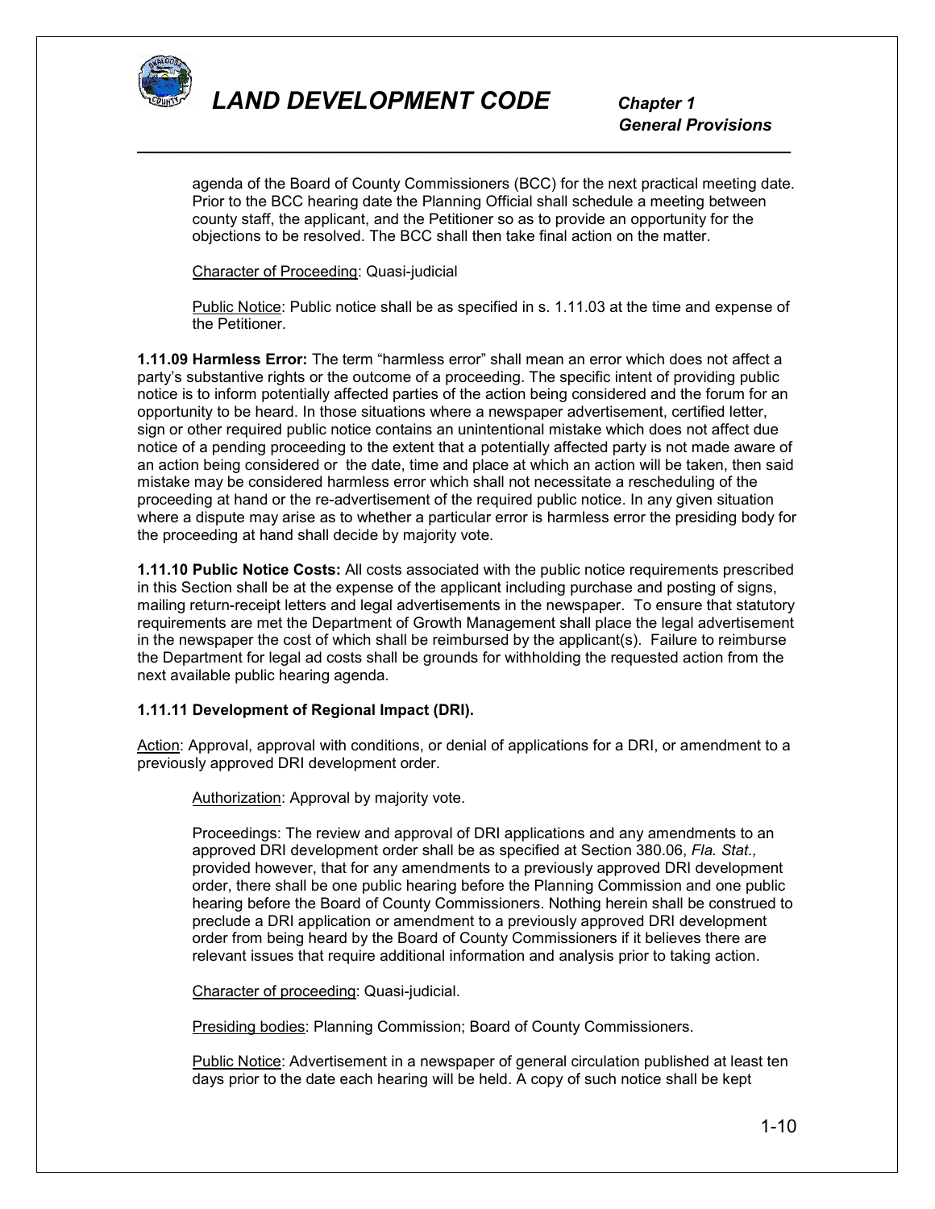agenda of the Board of County Commissioners (BCC) for the next practical meeting date. Prior to the BCC hearing date the Planning Official shall schedule a meeting between county staff, the applicant, and the Petitioner so as to provide an opportunity for the objections to be resolved. The BCC shall then take final action on the matter.

Character of Proceeding: Quasi-judicial

Public Notice: Public notice shall be as specified in s. 1.11.03 at the time and expense of the Petitioner.

**1.11.09 Harmless Error:** The term "harmless error" shall mean an error which does not affect a party's substantive rights or the outcome of a proceeding. The specific intent of providing public notice is to inform potentially affected parties of the action being considered and the forum for an opportunity to be heard. In those situations where a newspaper advertisement, certified letter, sign or other required public notice contains an unintentional mistake which does not affect due notice of a pending proceeding to the extent that a potentially affected party is not made aware of an action being considered or the date, time and place at which an action will be taken, then said mistake may be considered harmless error which shall not necessitate a rescheduling of the proceeding at hand or the re-advertisement of the required public notice. In any given situation where a dispute may arise as to whether a particular error is harmless error the presiding body for the proceeding at hand shall decide by majority vote.

**1.11.10 Public Notice Costs:** All costs associated with the public notice requirements prescribed in this Section shall be at the expense of the applicant including purchase and posting of signs, mailing return-receipt letters and legal advertisements in the newspaper. To ensure that statutory requirements are met the Department of Growth Management shall place the legal advertisement in the newspaper the cost of which shall be reimbursed by the applicant(s). Failure to reimburse the Department for legal ad costs shall be grounds for withholding the requested action from the next available public hearing agenda.

**1.11.11 Development of Regional Impact (DRI).**

Action: Approval, approval with conditions, or denial of applications for a DRI, or amendment to a previously approved DRI development order.

Authorization: Approval by majority vote.

Proceedings: The review and approval of DRI applications and any amendments to an approved DRI development order shall be as specified at Section 380.06, *Fla. Stat.,* provided however, that for any amendments to a previously approved DRI development order, there shall be one public hearing before the Planning Commission and one public hearing before the Board of County Commissioners. Nothing herein shall be construed to preclude a DRI application or amendment to a previously approved DRI development order from being heard by the Board of County Commissioners if it believes there are relevant issues that require additional information and analysis prior to taking action.

Character of proceeding: Quasi-judicial.

Presiding bodies: Planning Commission; Board of County Commissioners.

Public Notice: Advertisement in a newspaper of general circulation published at least ten days prior to the date each hearing will be held. A copy of such notice shall be kept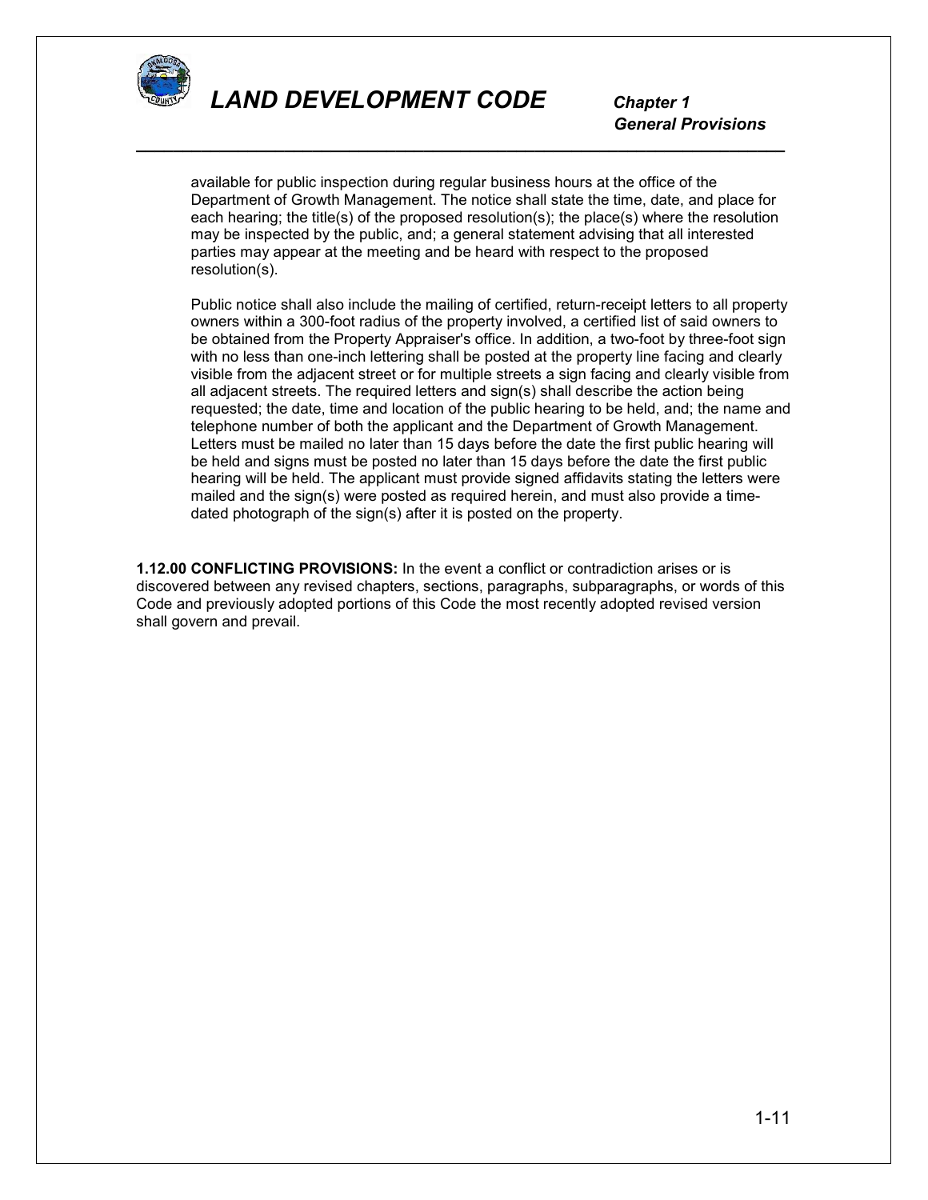available for public inspection during regular business hours at the office of the Department of Growth Management. The notice shall state the time, date, and place for each hearing; the title(s) of the proposed resolution(s); the place(s) where the resolution may be inspected by the public, and; a general statement advising that all interested parties may appear at the meeting and be heard with respect to the proposed resolution(s).

Public notice shall also include the mailing of certified, return-receipt letters to all property owners within a 300-foot radius of the property involved, a certified list of said owners to be obtained from the Property Appraiser's office. In addition, a two-foot by three-foot sign with no less than one-inch lettering shall be posted at the property line facing and clearly visible from the adjacent street or for multiple streets a sign facing and clearly visible from all adjacent streets. The required letters and sign(s) shall describe the action being requested; the date, time and location of the public hearing to be held, and; the name and telephone number of both the applicant and the Department of Growth Management. Letters must be mailed no later than 15 days before the date the first public hearing will be held and signs must be posted no later than 15 days before the date the first public hearing will be held. The applicant must provide signed affidavits stating the letters were mailed and the sign(s) were posted as required herein, and must also provide a time-dated photograph of the sign(s) after it is posted on the property.

**1.12.00 CONFLICTING PROVISIONS:** In the event a conflict or contradiction arises or is discovered between any revised chapters, sections, paragraphs, subparagraphs, or words of this Code and previously adopted portions of this Code the most recently adopted revised version shall govern and prevail.